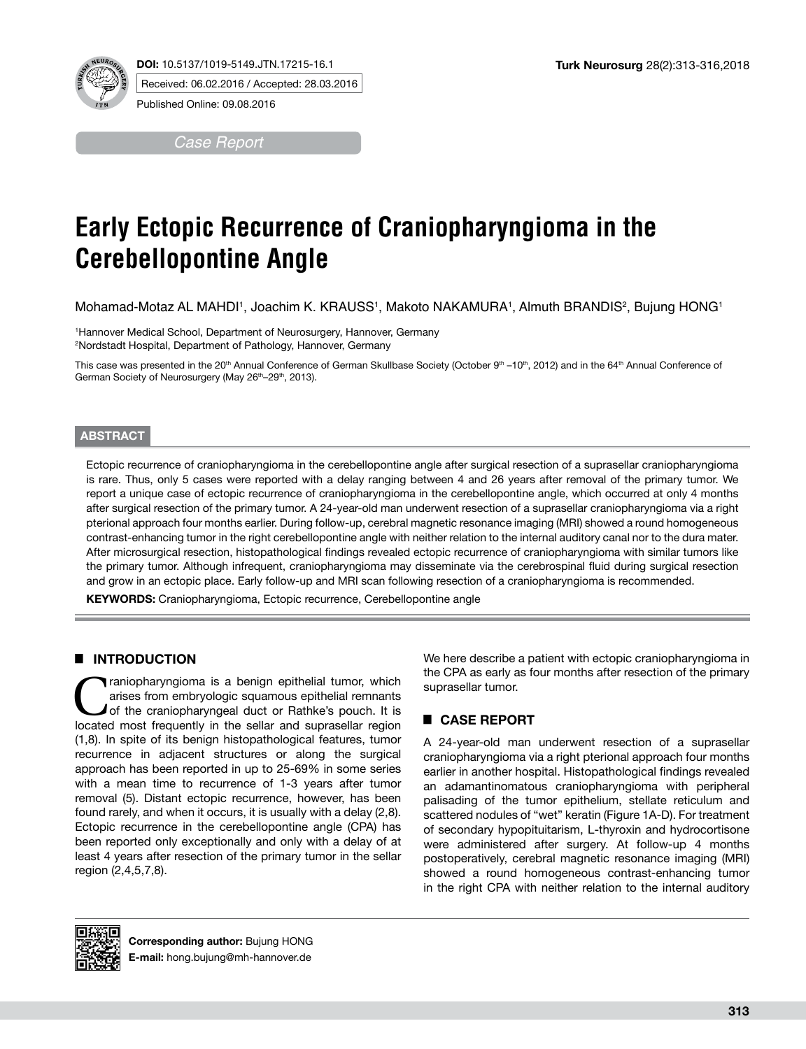DOI: 10.5137/1019-5149.JTN.17215-16.1

Received: 06.02.2016 / Accepted: 28.03.2016

Published Online: 09.08.2016

*Case Report*

# Early Ectopic Recurrence of Craniopharyngioma in the Cerebellopontine Angle

Mohamad-Motaz AL MAHDI[1], Joachim K. KRAUSS[1], Makoto NAKAMURA[1], Almuth BRANDIS[2], Bujung HONG[1]

[1]Hannover Medical School, Department of Neurosurgery, Hannover, Germany
[2]Nordstadt Hospital, Department of Pathology, Hannover, Germany

This case was presented in the 20th Annual Conference of German Skullbase Society (October 9th –10th, 2012) and in the 64th Annual Conference of German Society of Neurosurgery (May 26th–29th, 2013).

## ABSTRACT

Ectopic recurrence of craniopharyngioma in the cerebellopontine angle after surgical resection of a suprasellar craniopharyngioma is rare. Thus, only 5 cases were reported with a delay ranging between 4 and 26 years after removal of the primary tumor. We report a unique case of ectopic recurrence of craniopharyngioma in the cerebellopontine angle, which occurred at only 4 months after surgical resection of the primary tumor. A 24-year-old man underwent resection of a suprasellar craniopharyngioma via a right pterional approach four months earlier. During follow-up, cerebral magnetic resonance imaging (MRI) showed a round homogeneous contrast-enhancing tumor in the right cerebellopontine angle with neither relation to the internal auditory canal nor to the dura mater. After microsurgical resection, histopathological findings revealed ectopic recurrence of craniopharyngioma with similar tumors like the primary tumor. Although infrequent, craniopharyngioma may disseminate via the cerebrospinal fluid during surgical resection and grow in an ectopic place. Early follow-up and MRI scan following resection of a craniopharyngioma is recommended.

**KEYWORDS:** Craniopharyngioma, Ectopic recurrence, Cerebellopontine angle

## INTRODUCTION

Craniopharyngioma is a benign epithelial tumor, which arises from embryologic squamous epithelial remnants of the craniopharyngeal duct or Rathke's pouch. It is located most frequently in the sellar and suprasellar region (1,8). In spite of its benign histopathological features, tumor recurrence in adjacent structures or along the surgical approach has been reported in up to 25-69% in some series with a mean time to recurrence of 1-3 years after tumor removal (5). Distant ectopic recurrence, however, has been found rarely, and when it occurs, it is usually with a delay (2,8). Ectopic recurrence in the cerebellopontine angle (CPA) has been reported only exceptionally and only with a delay of at least 4 years after resection of the primary tumor in the sellar region (2,4,5,7,8).

We here describe a patient with ectopic craniopharyngioma in the CPA as early as four months after resection of the primary suprasellar tumor.

## CASE REPORT

A 24-year-old man underwent resection of a suprasellar craniopharyngioma via a right pterional approach four months earlier in another hospital. Histopathological findings revealed an adamantinomatous craniopharyngioma with peripheral palisading of the tumor epithelium, stellate reticulum and scattered nodules of "wet" keratin (Figure 1A-D). For treatment of secondary hypopituitarism, L-thyroxin and hydrocortisone were administered after surgery. At follow-up 4 months postoperatively, cerebral magnetic resonance imaging (MRI) showed a round homogeneous contrast-enhancing tumor in the right CPA with neither relation to the internal auditory

**Corresponding author:** Bujung HONG
**E-mail:** hong.bujung@mh-hannover.de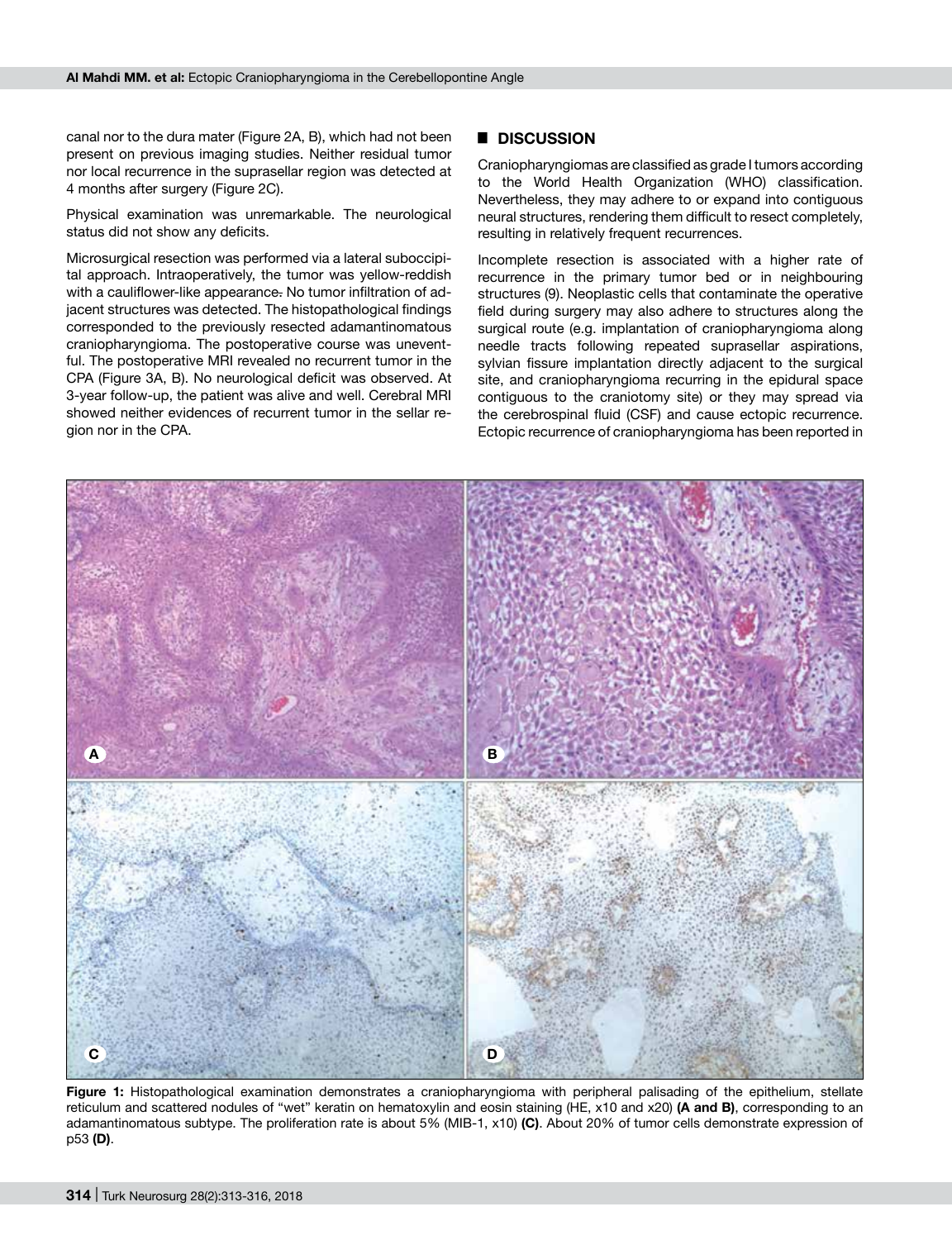canal nor to the dura mater (Figure 2A, B), which had not been present on previous imaging studies. Neither residual tumor nor local recurrence in the suprasellar region was detected at 4 months after surgery (Figure 2C).

Physical examination was unremarkable. The neurological status did not show any deficits.

Microsurgical resection was performed via a lateral suboccipital approach. Intraoperatively, the tumor was yellow-reddish with a cauliflower-like appearance. No tumor infiltration of adjacent structures was detected. The histopathological findings corresponded to the previously resected adamantinomatous craniopharyngioma. The postoperative course was uneventful. The postoperative MRI revealed no recurrent tumor in the CPA (Figure 3A, B). No neurological deficit was observed. At 3-year follow-up, the patient was alive and well. Cerebral MRI showed neither evidences of recurrent tumor in the sellar region nor in the CPA.

## ■ DISCUSSION

Craniopharyngiomas are classified as grade I tumors according to the World Health Organization (WHO) classification. Nevertheless, they may adhere to or expand into contiguous neural structures, rendering them difficult to resect completely, resulting in relatively frequent recurrences.

Incomplete resection is associated with a higher rate of recurrence in the primary tumor bed or in neighbouring structures (9). Neoplastic cells that contaminate the operative field during surgery may also adhere to structures along the surgical route (e.g. implantation of craniopharyngioma along needle tracts following repeated suprasellar aspirations, sylvian fissure implantation directly adjacent to the surgical site, and craniopharyngioma recurring in the epidural space contiguous to the craniotomy site) or they may spread via the cerebrospinal fluid (CSF) and cause ectopic recurrence. Ectopic recurrence of craniopharyngioma has been reported in

**Figure 1:** Histopathological examination demonstrates a craniopharyngioma with peripheral palisading of the epithelium, stellate reticulum and scattered nodules of "wet" keratin on hematoxylin and eosin staining (HE, x10 and x20) **(A and B)**, corresponding to an adamantinomatous subtype. The proliferation rate is about 5% (MIB-1, x10) **(C)**. About 20% of tumor cells demonstrate expression of p53 **(D)**.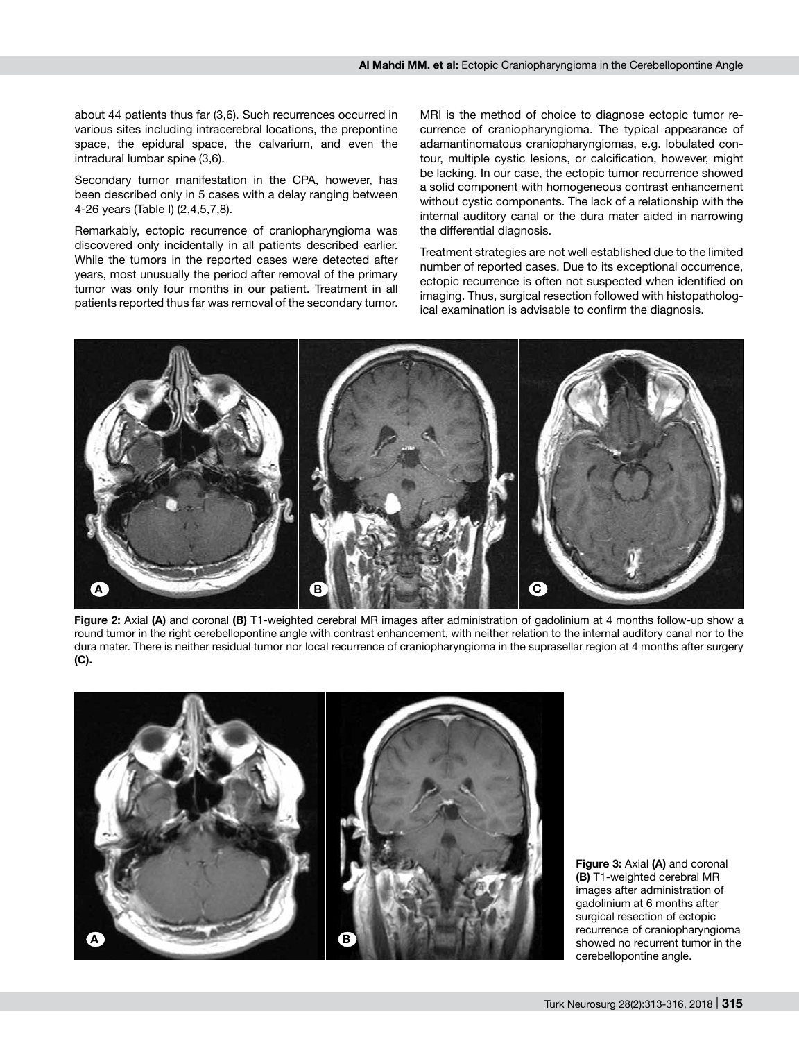about 44 patients thus far (3,6). Such recurrences occurred in various sites including intracerebral locations, the prepontine space, the epidural space, the calvarium, and even the intradural lumbar spine (3,6).

Secondary tumor manifestation in the CPA, however, has been described only in 5 cases with a delay ranging between 4-26 years (Table I) (2,4,5,7,8).

Remarkably, ectopic recurrence of craniopharyngioma was discovered only incidentally in all patients described earlier. While the tumors in the reported cases were detected after years, most unusually the period after removal of the primary tumor was only four months in our patient. Treatment in all patients reported thus far was removal of the secondary tumor.

MRI is the method of choice to diagnose ectopic tumor recurrence of craniopharyngioma. The typical appearance of adamantinomatous craniopharyngiomas, e.g. lobulated contour, multiple cystic lesions, or calcification, however, might be lacking. In our case, the ectopic tumor recurrence showed a solid component with homogeneous contrast enhancement without cystic components. The lack of a relationship with the internal auditory canal or the dura mater aided in narrowing the differential diagnosis.

Treatment strategies are not well established due to the limited number of reported cases. Due to its exceptional occurrence, ectopic recurrence is often not suspected when identified on imaging. Thus, surgical resection followed with histopathological examination is advisable to confirm the diagnosis.

**Figure 2:** Axial **(A)** and coronal **(B)** T1-weighted cerebral MR images after administration of gadolinium at 4 months follow-up show a round tumor in the right cerebellopontine angle with contrast enhancement, with neither relation to the internal auditory canal nor to the dura mater. There is neither residual tumor nor local recurrence of craniopharyngioma in the suprasellar region at 4 months after surgery **(C)**.

**Figure 3:** Axial **(A)** and coronal **(B)** T1-weighted cerebral MR images after administration of gadolinium at 6 months after surgical resection of ectopic recurrence of craniopharyngioma showed no recurrent tumor in the cerebellopontine angle.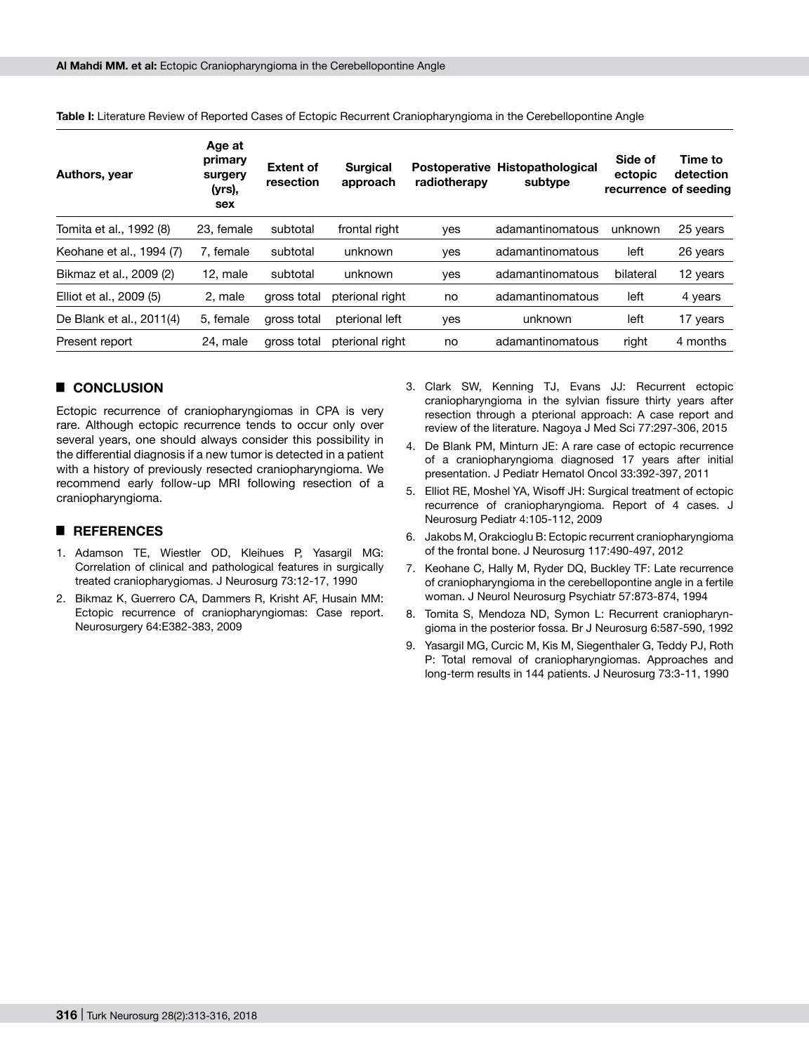**Table I:** Literature Review of Reported Cases of Ectopic Recurrent Craniopharyngioma in the Cerebellopontine Angle

| Authors, year | Age at primary surgery (yrs), sex | Extent of resection | Surgical approach | Postoperative radiotherapy | Histopathological subtype | Side of ectopic recurrence | Time to detection of seeding |
|---|---|---|---|---|---|---|---|
| Tomita et al., 1992 (8) | 23, female | subtotal | frontal right | yes | adamantinomatous | unknown | 25 years |
| Keohane et al., 1994 (7) | 7, female | subtotal | unknown | yes | adamantinomatous | left | 26 years |
| Bikmaz et al., 2009 (2) | 12, male | subtotal | unknown | yes | adamantinomatous | bilateral | 12 years |
| Elliot et al., 2009 (5) | 2, male | gross total | pterional right | no | adamantinomatous | left | 4 years |
| De Blank et al., 2011(4) | 5, female | gross total | pterional left | yes | unknown | left | 17 years |
| Present report | 24, male | gross total | pterional right | no | adamantinomatous | right | 4 months |

## ■ CONCLUSION

Ectopic recurrence of craniopharyngiomas in CPA is very rare. Although ectopic recurrence tends to occur only over several years, one should always consider this possibility in the differential diagnosis if a new tumor is detected in a patient with a history of previously resected craniopharyngioma. We recommend early follow-up MRI following resection of a craniopharyngioma.

## ■ REFERENCES

1. Adamson TE, Wiestler OD, Kleihues P, Yasargil MG: Correlation of clinical and pathological features in surgically treated craniopharygiomas. J Neurosurg 73:12-17, 1990
2. Bikmaz K, Guerrero CA, Dammers R, Krisht AF, Husain MM: Ectopic recurrence of craniopharyngiomas: Case report. Neurosurgery 64:E382-383, 2009
3. Clark SW, Kenning TJ, Evans JJ: Recurrent ectopic craniopharyngioma in the sylvian fissure thirty years after resection through a pterional approach: A case report and review of the literature. Nagoya J Med Sci 77:297-306, 2015
4. De Blank PM, Minturn JE: A rare case of ectopic recurrence of a craniopharyngioma diagnosed 17 years after initial presentation. J Pediatr Hematol Oncol 33:392-397, 2011
5. Elliot RE, Moshel YA, Wisoff JH: Surgical treatment of ectopic recurrence of craniopharyngioma. Report of 4 cases. J Neurosurg Pediatr 4:105-112, 2009
6. Jakobs M, Orakcioglu B: Ectopic recurrent craniopharyngioma of the frontal bone. J Neurosurg 117:490-497, 2012
7. Keohane C, Hally M, Ryder DQ, Buckley TF: Late recurrence of craniopharyngioma in the cerebellopontine angle in a fertile woman. J Neurol Neurosurg Psychiatr 57:873-874, 1994
8. Tomita S, Mendoza ND, Symon L: Recurrent craniopharyngioma in the posterior fossa. Br J Neurosurg 6:587-590, 1992
9. Yasargil MG, Curcic M, Kis M, Siegenthaler G, Teddy PJ, Roth P: Total removal of craniopharyngiomas. Approaches and long-term results in 144 patients. J Neurosurg 73:3-11, 1990